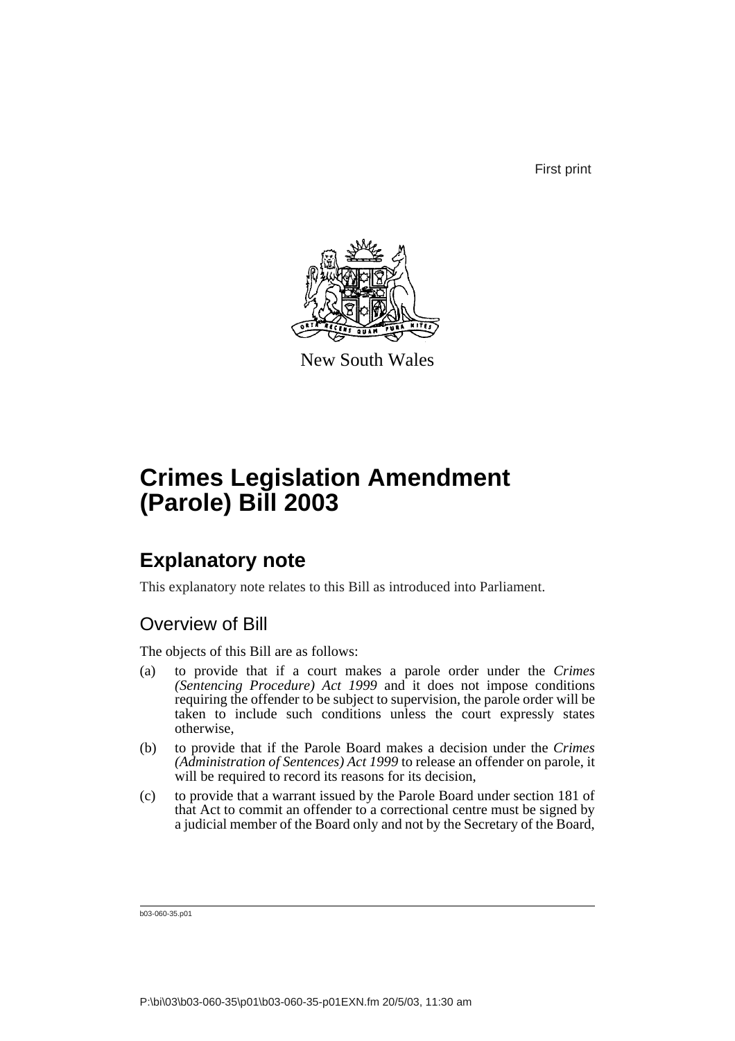First print

New South Wales

# Crimes Legislation Amendment (Parole) Bill 2003

## Explanatory note

This explanatory note relates to this Bill as introduced into Parliament.

### Overview of Bill

The objects of this Bill are as follows:

(a) to provide that if a court makes a parole order under the *Crimes (Sentencing Procedure) Act 1999* and it does not impose conditions requiring the offender to be subject to supervision, the parole order will be taken to include such conditions unless the court expressly states otherwise,

(b) to provide that if the Parole Board makes a decision under the *Crimes (Administration of Sentences) Act 1999* to release an offender on parole, it will be required to record its reasons for its decision,

(c) to provide that a warrant issued by the Parole Board under section 181 of that Act to commit an offender to a correctional centre must be signed by a judicial member of the Board only and not by the Secretary of the Board,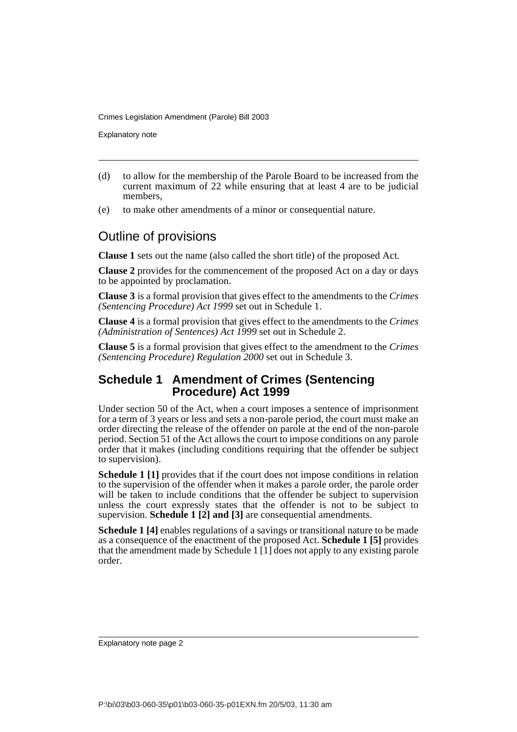(d) to allow for the membership of the Parole Board to be increased from the current maximum of 22 while ensuring that at least 4 are to be judicial members,

(e) to make other amendments of a minor or consequential nature.

## Outline of provisions

**Clause 1** sets out the name (also called the short title) of the proposed Act.

**Clause 2** provides for the commencement of the proposed Act on a day or days to be appointed by proclamation.

**Clause 3** is a formal provision that gives effect to the amendments to the *Crimes (Sentencing Procedure) Act 1999* set out in Schedule 1.

**Clause 4** is a formal provision that gives effect to the amendments to the *Crimes (Administration of Sentences) Act 1999* set out in Schedule 2.

**Clause 5** is a formal provision that gives effect to the amendment to the *Crimes (Sentencing Procedure) Regulation 2000* set out in Schedule 3.

### Schedule 1 Amendment of Crimes (Sentencing Procedure) Act 1999

Under section 50 of the Act, when a court imposes a sentence of imprisonment for a term of 3 years or less and sets a non-parole period, the court must make an order directing the release of the offender on parole at the end of the non-parole period. Section 51 of the Act allows the court to impose conditions on any parole order that it makes (including conditions requiring that the offender be subject to supervision).

**Schedule 1 [1]** provides that if the court does not impose conditions in relation to the supervision of the offender when it makes a parole order, the parole order will be taken to include conditions that the offender be subject to supervision unless the court expressly states that the offender is not to be subject to supervision. **Schedule 1 [2] and [3]** are consequential amendments.

**Schedule 1 [4]** enables regulations of a savings or transitional nature to be made as a consequence of the enactment of the proposed Act. **Schedule 1 [5]** provides that the amendment made by Schedule 1 [1] does not apply to any existing parole order.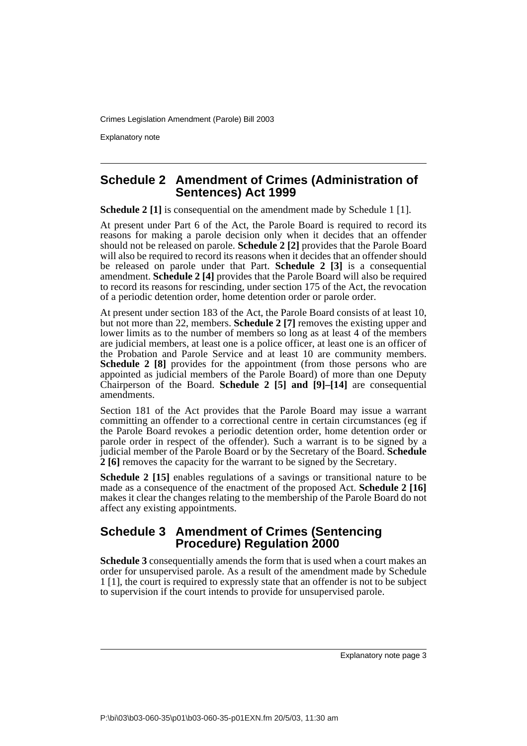## Schedule 2 Amendment of Crimes (Administration of Sentences) Act 1999

**Schedule 2 [1]** is consequential on the amendment made by Schedule 1 [1].

At present under Part 6 of the Act, the Parole Board is required to record its reasons for making a parole decision only when it decides that an offender should not be released on parole. **Schedule 2 [2]** provides that the Parole Board will also be required to record its reasons when it decides that an offender should be released on parole under that Part. **Schedule 2 [3]** is a consequential amendment. **Schedule 2 [4]** provides that the Parole Board will also be required to record its reasons for rescinding, under section 175 of the Act, the revocation of a periodic detention order, home detention order or parole order.

At present under section 183 of the Act, the Parole Board consists of at least 10, but not more than 22, members. **Schedule 2 [7]** removes the existing upper and lower limits as to the number of members so long as at least 4 of the members are judicial members, at least one is a police officer, at least one is an officer of the Probation and Parole Service and at least 10 are community members. **Schedule 2 [8]** provides for the appointment (from those persons who are appointed as judicial members of the Parole Board) of more than one Deputy Chairperson of the Board. **Schedule 2 [5] and [9]–[14]** are consequential amendments.

Section 181 of the Act provides that the Parole Board may issue a warrant committing an offender to a correctional centre in certain circumstances (eg if the Parole Board revokes a periodic detention order, home detention order or parole order in respect of the offender). Such a warrant is to be signed by a judicial member of the Parole Board or by the Secretary of the Board. **Schedule 2 [6]** removes the capacity for the warrant to be signed by the Secretary.

**Schedule 2 [15]** enables regulations of a savings or transitional nature to be made as a consequence of the enactment of the proposed Act. **Schedule 2 [16]** makes it clear the changes relating to the membership of the Parole Board do not affect any existing appointments.

## Schedule 3 Amendment of Crimes (Sentencing Procedure) Regulation 2000

**Schedule 3** consequentially amends the form that is used when a court makes an order for unsupervised parole. As a result of the amendment made by Schedule 1 [1], the court is required to expressly state that an offender is not to be subject to supervision if the court intends to provide for unsupervised parole.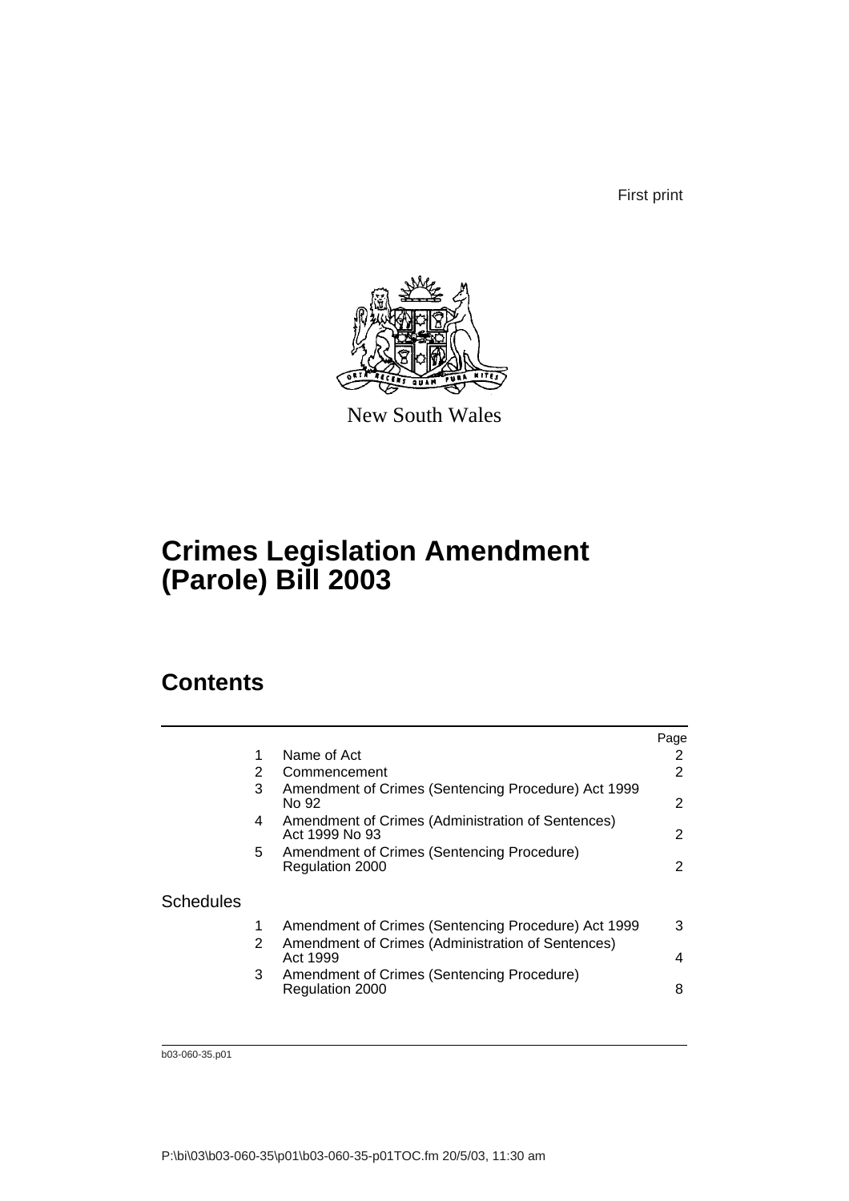First print

New South Wales

# Crimes Legislation Amendment (Parole) Bill 2003

## Contents

| | | | Page |
|---|---|---|---|
| | 1 | Name of Act | 2 |
| | 2 | Commencement | 2 |
| | 3 | Amendment of Crimes (Sentencing Procedure) Act 1999 No 92 | 2 |
| | 4 | Amendment of Crimes (Administration of Sentences) Act 1999 No 93 | 2 |
| | 5 | Amendment of Crimes (Sentencing Procedure) Regulation 2000 | 2 |
| Schedules | | | |
| | 1 | Amendment of Crimes (Sentencing Procedure) Act 1999 | 3 |
| | 2 | Amendment of Crimes (Administration of Sentences) Act 1999 | 4 |
| | 3 | Amendment of Crimes (Sentencing Procedure) Regulation 2000 | 8 |

b03-060-35.p01

P:\bi\03\b03-060-35\p01\b03-060-35-p01TOC.fm 20/5/03, 11:30 am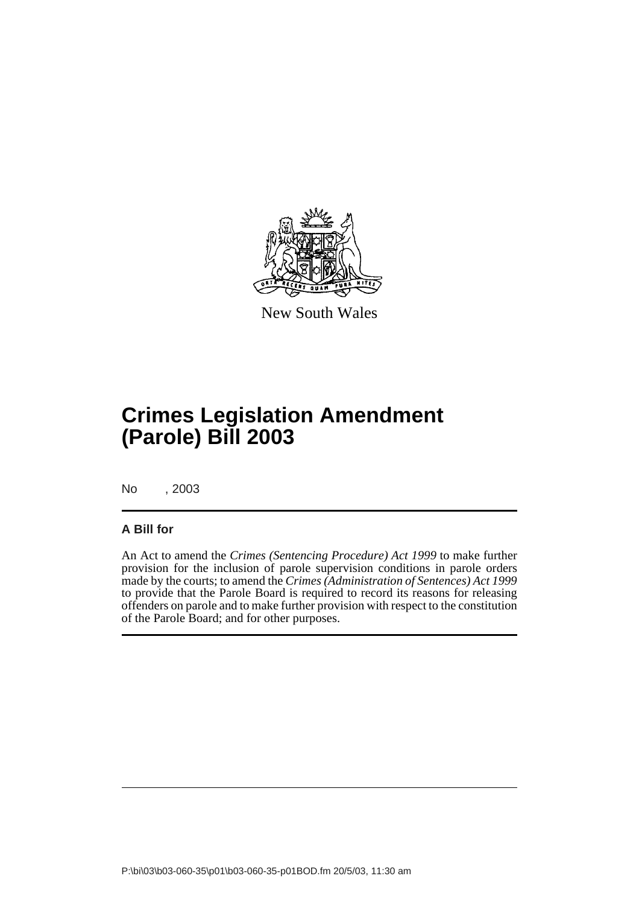New South Wales

# Crimes Legislation Amendment (Parole) Bill 2003

No , 2003

### A Bill for

An Act to amend the *Crimes (Sentencing Procedure) Act 1999* to make further provision for the inclusion of parole supervision conditions in parole orders made by the courts; to amend the *Crimes (Administration of Sentences) Act 1999* to provide that the Parole Board is required to record its reasons for releasing offenders on parole and to make further provision with respect to the constitution of the Parole Board; and for other purposes.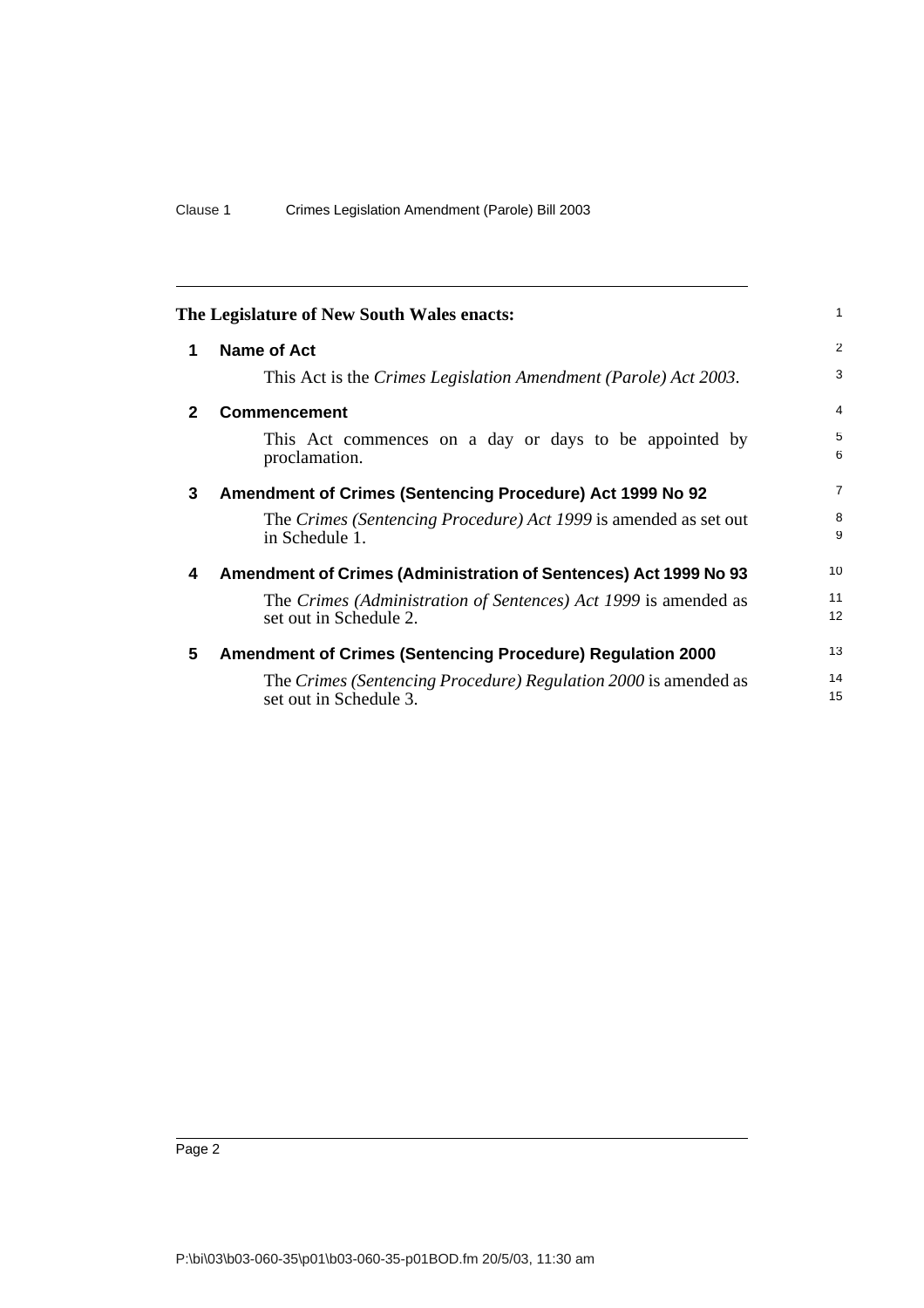**The Legislature of New South Wales enacts:**

## 1 Name of Act

This Act is the *Crimes Legislation Amendment (Parole) Act 2003*.

## 2 Commencement

This Act commences on a day or days to be appointed by proclamation.

## 3 Amendment of Crimes (Sentencing Procedure) Act 1999 No 92

The *Crimes (Sentencing Procedure) Act 1999* is amended as set out in Schedule 1.

## 4 Amendment of Crimes (Administration of Sentences) Act 1999 No 93

The *Crimes (Administration of Sentences) Act 1999* is amended as set out in Schedule 2.

## 5 Amendment of Crimes (Sentencing Procedure) Regulation 2000

The *Crimes (Sentencing Procedure) Regulation 2000* is amended as set out in Schedule 3.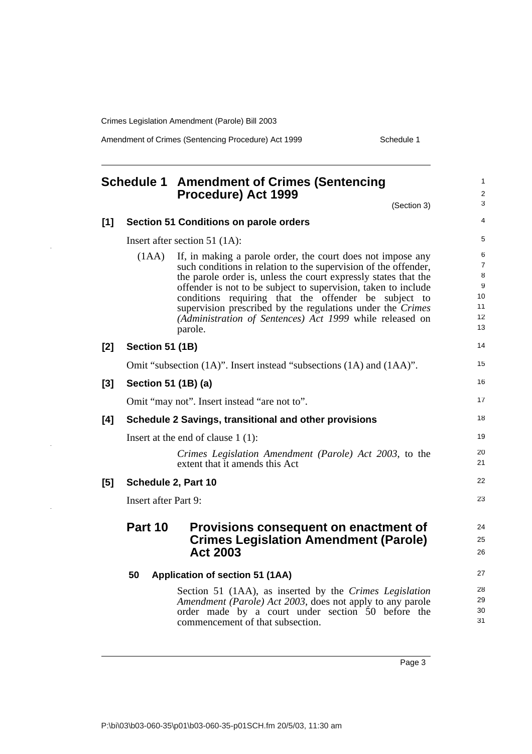# Schedule 1 Amendment of Crimes (Sentencing Procedure) Act 1999

(Section 3)

**[1] Section 51 Conditions on parole orders**

Insert after section 51 (1A):

(1AA) If, in making a parole order, the court does not impose any such conditions in relation to the supervision of the offender, the parole order is, unless the court expressly states that the offender is not to be subject to supervision, taken to include conditions requiring that the offender be subject to supervision prescribed by the regulations under the *Crimes (Administration of Sentences) Act 1999* while released on parole.

**[2] Section 51 (1B)**

Omit "subsection (1A)". Insert instead "subsections (1A) and (1AA)".

**[3] Section 51 (1B) (a)**

Omit "may not". Insert instead "are not to".

**[4] Schedule 2 Savings, transitional and other provisions**

Insert at the end of clause 1 (1):

*Crimes Legislation Amendment (Parole) Act 2003*, to the extent that it amends this Act

**[5] Schedule 2, Part 10**

Insert after Part 9:

## Part 10 Provisions consequent on enactment of Crimes Legislation Amendment (Parole) Act 2003

**50 Application of section 51 (1AA)**

Section 51 (1AA), as inserted by the *Crimes Legislation Amendment (Parole) Act 2003*, does not apply to any parole order made by a court under section 50 before the commencement of that subsection.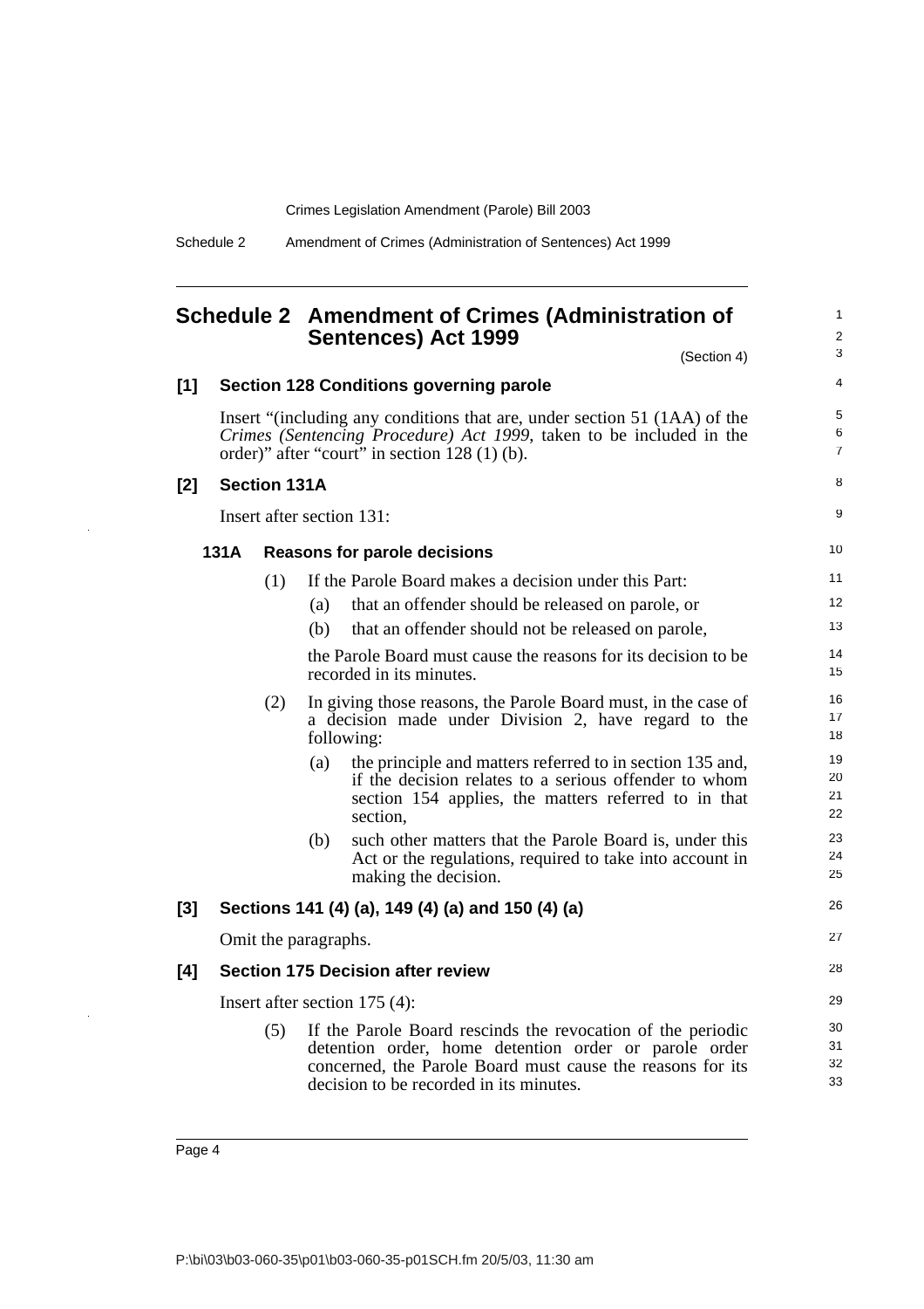# Schedule 2 Amendment of Crimes (Administration of Sentences) Act 1999

(Section 4)

**[1] Section 128 Conditions governing parole**

Insert "(including any conditions that are, under section 51 (1AA) of the *Crimes (Sentencing Procedure) Act 1999*, taken to be included in the order)" after "court" in section 128 (1) (b).

**[2] Section 131A**

Insert after section 131:

**131A Reasons for parole decisions**

(1) If the Parole Board makes a decision under this Part:

(a) that an offender should be released on parole, or

(b) that an offender should not be released on parole,

the Parole Board must cause the reasons for its decision to be recorded in its minutes.

(2) In giving those reasons, the Parole Board must, in the case of a decision made under Division 2, have regard to the following:

(a) the principle and matters referred to in section 135 and, if the decision relates to a serious offender to whom section 154 applies, the matters referred to in that section,

(b) such other matters that the Parole Board is, under this Act or the regulations, required to take into account in making the decision.

**[3] Sections 141 (4) (a), 149 (4) (a) and 150 (4) (a)**

Omit the paragraphs.

**[4] Section 175 Decision after review**

Insert after section 175 (4):

(5) If the Parole Board rescinds the revocation of the periodic detention order, home detention order or parole order concerned, the Parole Board must cause the reasons for its decision to be recorded in its minutes.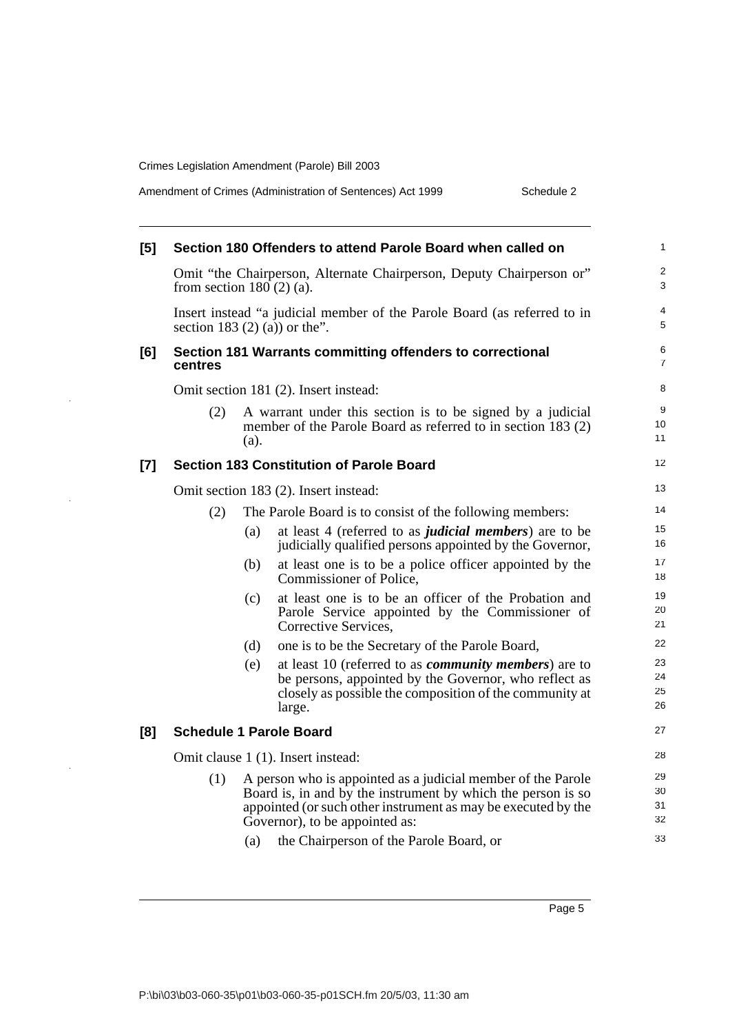**[5] Section 180 Offenders to attend Parole Board when called on**

Omit "the Chairperson, Alternate Chairperson, Deputy Chairperson or" from section 180 (2) (a).

Insert instead "a judicial member of the Parole Board (as referred to in section 183 (2) (a)) or the".

**[6] Section 181 Warrants committing offenders to correctional centres**

Omit section 181 (2). Insert instead:

(2) A warrant under this section is to be signed by a judicial member of the Parole Board as referred to in section 183 (2) (a).

**[7] Section 183 Constitution of Parole Board**

Omit section 183 (2). Insert instead:

(2) The Parole Board is to consist of the following members:

(a) at least 4 (referred to as ***judicial members***) are to be judicially qualified persons appointed by the Governor,

(b) at least one is to be a police officer appointed by the Commissioner of Police,

(c) at least one is to be an officer of the Probation and Parole Service appointed by the Commissioner of Corrective Services,

(d) one is to be the Secretary of the Parole Board,

(e) at least 10 (referred to as ***community members***) are to be persons, appointed by the Governor, who reflect as closely as possible the composition of the community at large.

**[8] Schedule 1 Parole Board**

Omit clause 1 (1). Insert instead:

(1) A person who is appointed as a judicial member of the Parole Board is, in and by the instrument by which the person is so appointed (or such other instrument as may be executed by the Governor), to be appointed as:

(a) the Chairperson of the Parole Board, or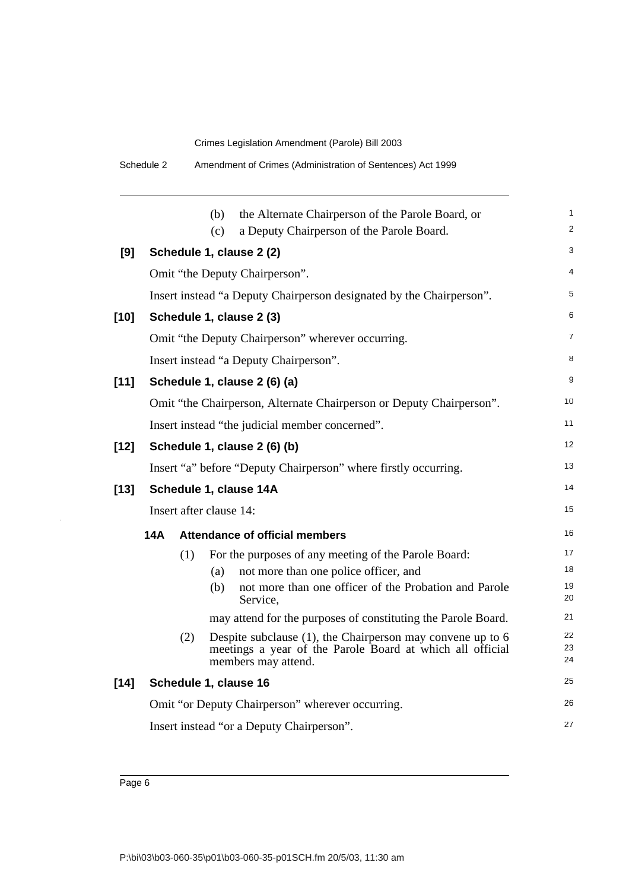(b) the Alternate Chairperson of the Parole Board, or

(c) a Deputy Chairperson of the Parole Board.

**[9] Schedule 1, clause 2 (2)**

Omit "the Deputy Chairperson".

Insert instead "a Deputy Chairperson designated by the Chairperson".

**[10] Schedule 1, clause 2 (3)**

Omit "the Deputy Chairperson" wherever occurring.

Insert instead "a Deputy Chairperson".

**[11] Schedule 1, clause 2 (6) (a)**

Omit "the Chairperson, Alternate Chairperson or Deputy Chairperson".

Insert instead "the judicial member concerned".

**[12] Schedule 1, clause 2 (6) (b)**

Insert "a" before "Deputy Chairperson" where firstly occurring.

**[13] Schedule 1, clause 14A**

Insert after clause 14:

**14A Attendance of official members**

(1) For the purposes of any meeting of the Parole Board:

(a) not more than one police officer, and

(b) not more than one officer of the Probation and Parole Service,

may attend for the purposes of constituting the Parole Board.

(2) Despite subclause (1), the Chairperson may convene up to 6 meetings a year of the Parole Board at which all official members may attend.

**[14] Schedule 1, clause 16**

Omit "or Deputy Chairperson" wherever occurring.

Insert instead "or a Deputy Chairperson".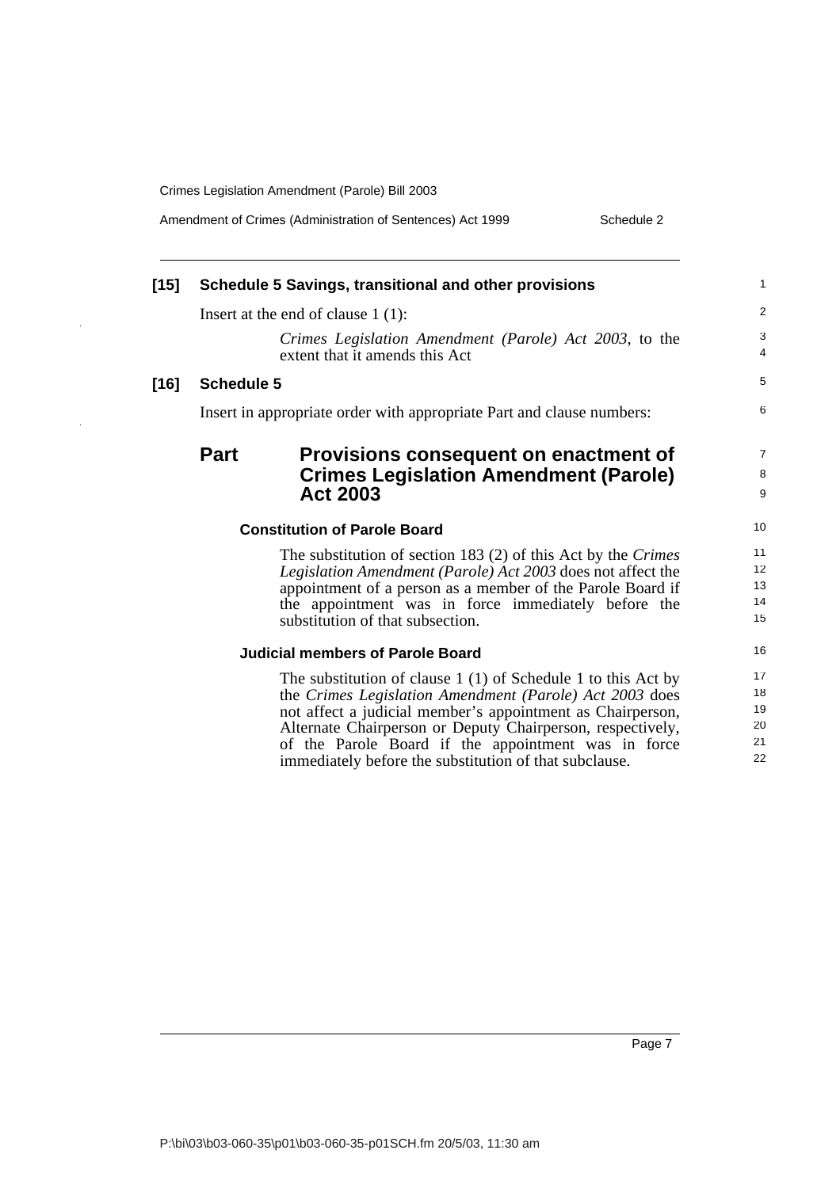**[15] Schedule 5 Savings, transitional and other provisions**

Insert at the end of clause 1 (1):

*Crimes Legislation Amendment (Parole) Act 2003*, to the extent that it amends this Act

**[16] Schedule 5**

Insert in appropriate order with appropriate Part and clause numbers:

## Part Provisions consequent on enactment of Crimes Legislation Amendment (Parole) Act 2003

**Constitution of Parole Board**

The substitution of section 183 (2) of this Act by the *Crimes Legislation Amendment (Parole) Act 2003* does not affect the appointment of a person as a member of the Parole Board if the appointment was in force immediately before the substitution of that subsection.

**Judicial members of Parole Board**

The substitution of clause 1 (1) of Schedule 1 to this Act by the *Crimes Legislation Amendment (Parole) Act 2003* does not affect a judicial member's appointment as Chairperson, Alternate Chairperson or Deputy Chairperson, respectively, of the Parole Board if the appointment was in force immediately before the substitution of that subclause.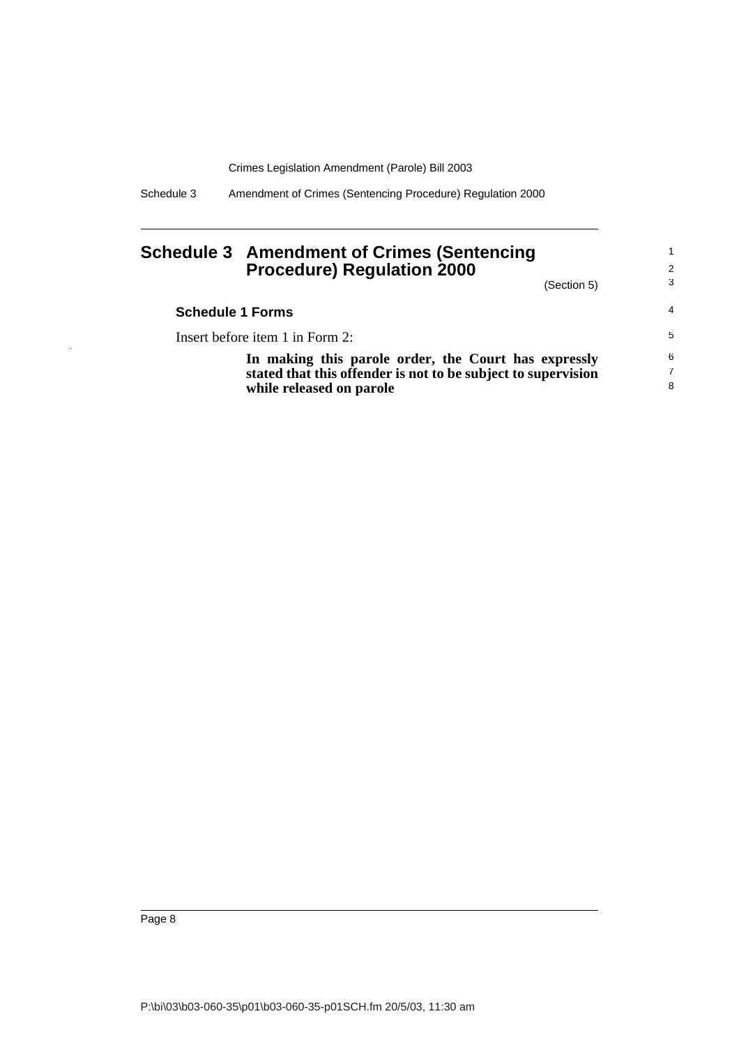# Schedule 3 Amendment of Crimes (Sentencing Procedure) Regulation 2000

(Section 5)

### Schedule 1 Forms

Insert before item 1 in Form 2:

> **In making this parole order, the Court has expressly stated that this offender is not to be subject to supervision while released on parole**